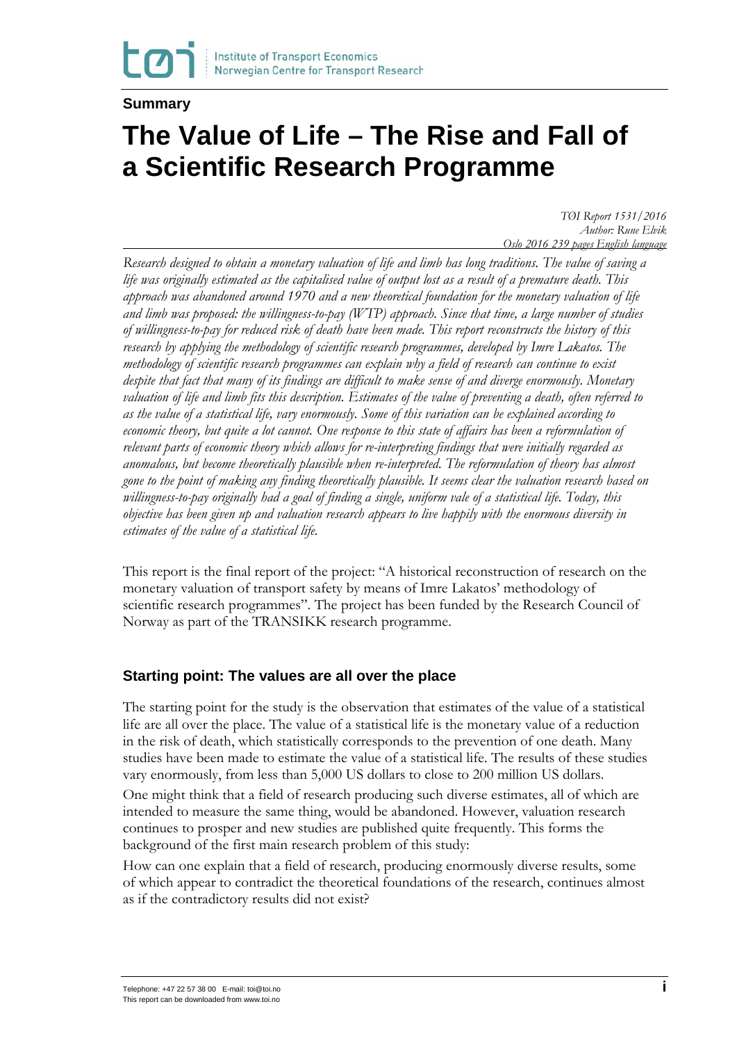**Summary**

# The Value of Life – The Rise and Fall of a Scientific Research Programme

*TØI Report 1531/2016*
*Author: Rune Elvik*
*Oslo 2016 239 pages English language*

*Research designed to obtain a monetary valuation of life and limb has long traditions. The value of saving a life was originally estimated as the capitalised value of output lost as a result of a premature death. This approach was abandoned around 1970 and a new theoretical foundation for the monetary valuation of life and limb was proposed: the willingness-to-pay (WTP) approach. Since that time, a large number of studies of willingness-to-pay for reduced risk of death have been made. This report reconstructs the history of this research by applying the methodology of scientific research programmes, developed by Imre Lakatos. The methodology of scientific research programmes can explain why a field of research can continue to exist despite that fact that many of its findings are difficult to make sense of and diverge enormously. Monetary valuation of life and limb fits this description. Estimates of the value of preventing a death, often referred to as the value of a statistical life, vary enormously. Some of this variation can be explained according to economic theory, but quite a lot cannot. One response to this state of affairs has been a reformulation of relevant parts of economic theory which allows for re-interpreting findings that were initially regarded as anomalous, but become theoretically plausible when re-interpreted. The reformulation of theory has almost gone to the point of making any finding theoretically plausible. It seems clear the valuation research based on willingness-to-pay originally had a goal of finding a single, uniform vale of a statistical life. Today, this objective has been given up and valuation research appears to live happily with the enormous diversity in estimates of the value of a statistical life.*

This report is the final report of the project: "A historical reconstruction of research on the monetary valuation of transport safety by means of Imre Lakatos' methodology of scientific research programmes". The project has been funded by the Research Council of Norway as part of the TRANSIKK research programme.

## Starting point: The values are all over the place

The starting point for the study is the observation that estimates of the value of a statistical life are all over the place. The value of a statistical life is the monetary value of a reduction in the risk of death, which statistically corresponds to the prevention of one death. Many studies have been made to estimate the value of a statistical life. The results of these studies vary enormously, from less than 5,000 US dollars to close to 200 million US dollars.

One might think that a field of research producing such diverse estimates, all of which are intended to measure the same thing, would be abandoned. However, valuation research continues to prosper and new studies are published quite frequently. This forms the background of the first main research problem of this study:

How can one explain that a field of research, producing enormously diverse results, some of which appear to contradict the theoretical foundations of the research, continues almost as if the contradictory results did not exist?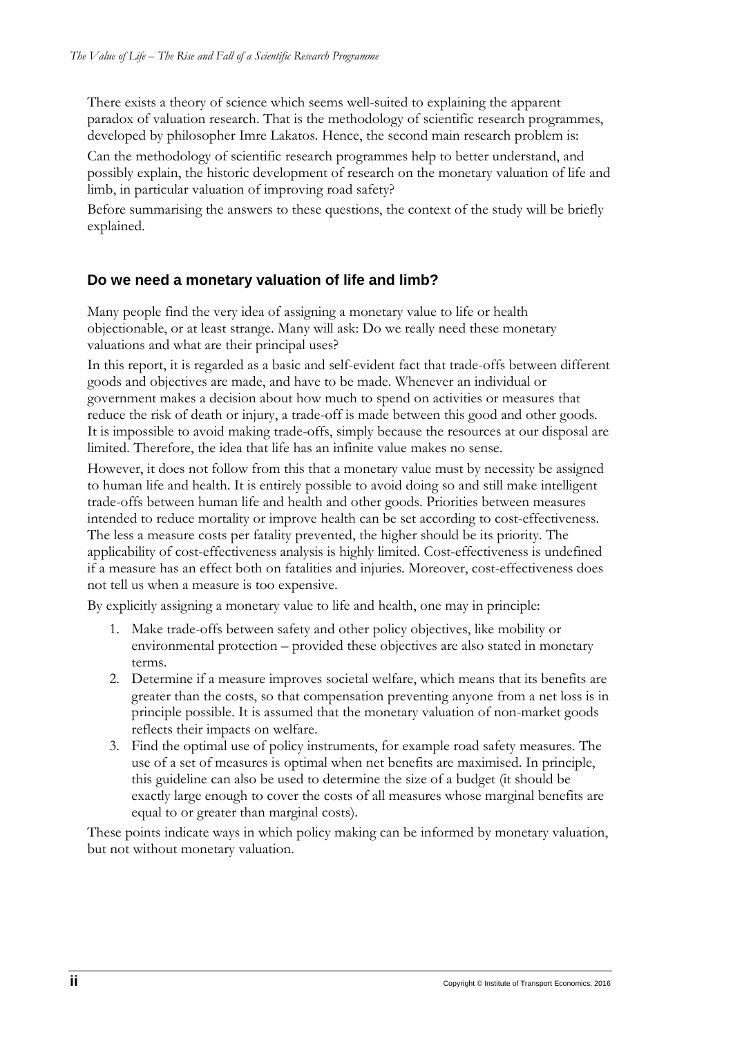There exists a theory of science which seems well-suited to explaining the apparent paradox of valuation research. That is the methodology of scientific research programmes, developed by philosopher Imre Lakatos. Hence, the second main research problem is:

Can the methodology of scientific research programmes help to better understand, and possibly explain, the historic development of research on the monetary valuation of life and limb, in particular valuation of improving road safety?

Before summarising the answers to these questions, the context of the study will be briefly explained.

## Do we need a monetary valuation of life and limb?

Many people find the very idea of assigning a monetary value to life or health objectionable, or at least strange. Many will ask: Do we really need these monetary valuations and what are their principal uses?

In this report, it is regarded as a basic and self-evident fact that trade-offs between different goods and objectives are made, and have to be made. Whenever an individual or government makes a decision about how much to spend on activities or measures that reduce the risk of death or injury, a trade-off is made between this good and other goods. It is impossible to avoid making trade-offs, simply because the resources at our disposal are limited. Therefore, the idea that life has an infinite value makes no sense.

However, it does not follow from this that a monetary value must by necessity be assigned to human life and health. It is entirely possible to avoid doing so and still make intelligent trade-offs between human life and health and other goods. Priorities between measures intended to reduce mortality or improve health can be set according to cost-effectiveness. The less a measure costs per fatality prevented, the higher should be its priority. The applicability of cost-effectiveness analysis is highly limited. Cost-effectiveness is undefined if a measure has an effect both on fatalities and injuries. Moreover, cost-effectiveness does not tell us when a measure is too expensive.

By explicitly assigning a monetary value to life and health, one may in principle:

1. Make trade-offs between safety and other policy objectives, like mobility or environmental protection – provided these objectives are also stated in monetary terms.
2. Determine if a measure improves societal welfare, which means that its benefits are greater than the costs, so that compensation preventing anyone from a net loss is in principle possible. It is assumed that the monetary valuation of non-market goods reflects their impacts on welfare.
3. Find the optimal use of policy instruments, for example road safety measures. The use of a set of measures is optimal when net benefits are maximised. In principle, this guideline can also be used to determine the size of a budget (it should be exactly large enough to cover the costs of all measures whose marginal benefits are equal to or greater than marginal costs).

These points indicate ways in which policy making can be informed by monetary valuation, but not without monetary valuation.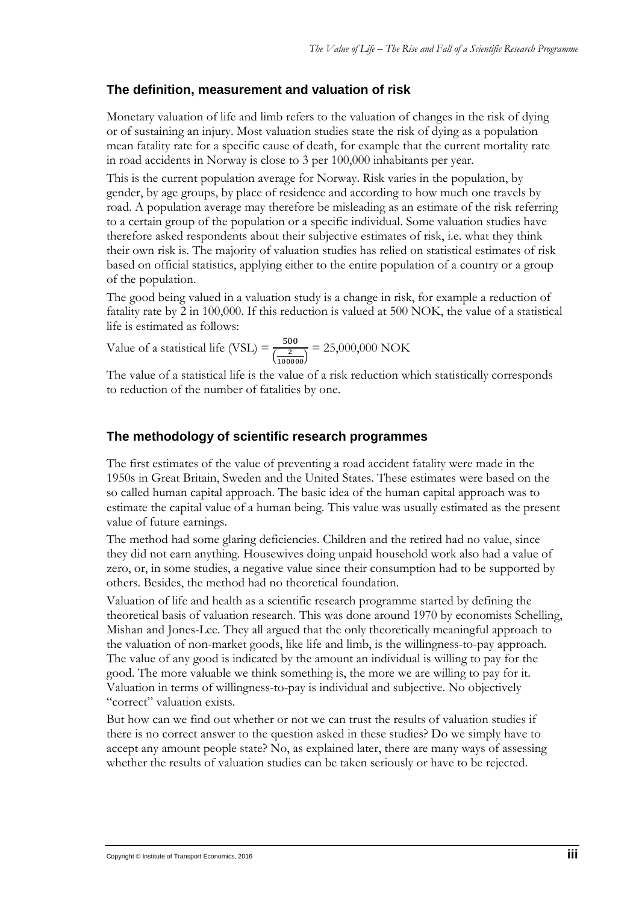## The definition, measurement and valuation of risk

Monetary valuation of life and limb refers to the valuation of changes in the risk of dying or of sustaining an injury. Most valuation studies state the risk of dying as a population mean fatality rate for a specific cause of death, for example that the current mortality rate in road accidents in Norway is close to 3 per 100,000 inhabitants per year.

This is the current population average for Norway. Risk varies in the population, by gender, by age groups, by place of residence and according to how much one travels by road. A population average may therefore be misleading as an estimate of the risk referring to a certain group of the population or a specific individual. Some valuation studies have therefore asked respondents about their subjective estimates of risk, i.e. what they think their own risk is. The majority of valuation studies has relied on statistical estimates of risk based on official statistics, applying either to the entire population of a country or a group of the population.

The good being valued in a valuation study is a change in risk, for example a reduction of fatality rate by 2 in 100,000. If this reduction is valued at 500 NOK, the value of a statistical life is estimated as follows:

Value of a statistical life (VSL) = $\frac{500}{\left(\frac{2}{100000}\right)}$ = 25,000,000 NOK

The value of a statistical life is the value of a risk reduction which statistically corresponds to reduction of the number of fatalities by one.

## The methodology of scientific research programmes

The first estimates of the value of preventing a road accident fatality were made in the 1950s in Great Britain, Sweden and the United States. These estimates were based on the so called human capital approach. The basic idea of the human capital approach was to estimate the capital value of a human being. This value was usually estimated as the present value of future earnings.

The method had some glaring deficiencies. Children and the retired had no value, since they did not earn anything. Housewives doing unpaid household work also had a value of zero, or, in some studies, a negative value since their consumption had to be supported by others. Besides, the method had no theoretical foundation.

Valuation of life and health as a scientific research programme started by defining the theoretical basis of valuation research. This was done around 1970 by economists Schelling, Mishan and Jones-Lee. They all argued that the only theoretically meaningful approach to the valuation of non-market goods, like life and limb, is the willingness-to-pay approach. The value of any good is indicated by the amount an individual is willing to pay for the good. The more valuable we think something is, the more we are willing to pay for it. Valuation in terms of willingness-to-pay is individual and subjective. No objectively "correct" valuation exists.

But how can we find out whether or not we can trust the results of valuation studies if there is no correct answer to the question asked in these studies? Do we simply have to accept any amount people state? No, as explained later, there are many ways of assessing whether the results of valuation studies can be taken seriously or have to be rejected.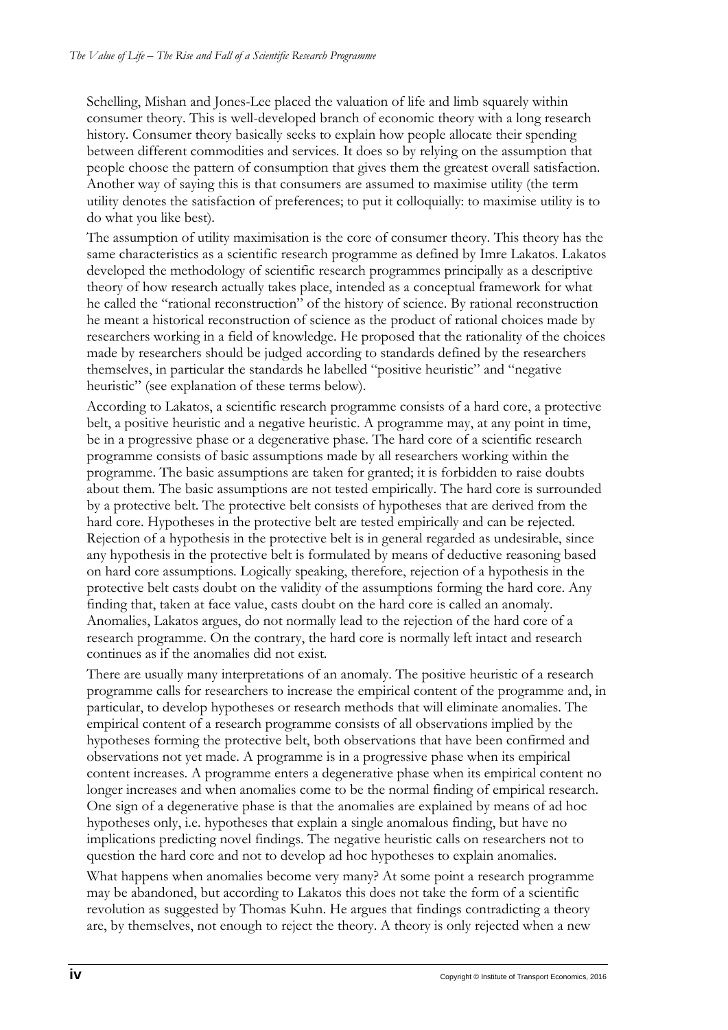Schelling, Mishan and Jones-Lee placed the valuation of life and limb squarely within consumer theory. This is well-developed branch of economic theory with a long research history. Consumer theory basically seeks to explain how people allocate their spending between different commodities and services. It does so by relying on the assumption that people choose the pattern of consumption that gives them the greatest overall satisfaction. Another way of saying this is that consumers are assumed to maximise utility (the term utility denotes the satisfaction of preferences; to put it colloquially: to maximise utility is to do what you like best).

The assumption of utility maximisation is the core of consumer theory. This theory has the same characteristics as a scientific research programme as defined by Imre Lakatos. Lakatos developed the methodology of scientific research programmes principally as a descriptive theory of how research actually takes place, intended as a conceptual framework for what he called the "rational reconstruction" of the history of science. By rational reconstruction he meant a historical reconstruction of science as the product of rational choices made by researchers working in a field of knowledge. He proposed that the rationality of the choices made by researchers should be judged according to standards defined by the researchers themselves, in particular the standards he labelled "positive heuristic" and "negative heuristic" (see explanation of these terms below).

According to Lakatos, a scientific research programme consists of a hard core, a protective belt, a positive heuristic and a negative heuristic. A programme may, at any point in time, be in a progressive phase or a degenerative phase. The hard core of a scientific research programme consists of basic assumptions made by all researchers working within the programme. The basic assumptions are taken for granted; it is forbidden to raise doubts about them. The basic assumptions are not tested empirically. The hard core is surrounded by a protective belt. The protective belt consists of hypotheses that are derived from the hard core. Hypotheses in the protective belt are tested empirically and can be rejected. Rejection of a hypothesis in the protective belt is in general regarded as undesirable, since any hypothesis in the protective belt is formulated by means of deductive reasoning based on hard core assumptions. Logically speaking, therefore, rejection of a hypothesis in the protective belt casts doubt on the validity of the assumptions forming the hard core. Any finding that, taken at face value, casts doubt on the hard core is called an anomaly. Anomalies, Lakatos argues, do not normally lead to the rejection of the hard core of a research programme. On the contrary, the hard core is normally left intact and research continues as if the anomalies did not exist.

There are usually many interpretations of an anomaly. The positive heuristic of a research programme calls for researchers to increase the empirical content of the programme and, in particular, to develop hypotheses or research methods that will eliminate anomalies. The empirical content of a research programme consists of all observations implied by the hypotheses forming the protective belt, both observations that have been confirmed and observations not yet made. A programme is in a progressive phase when its empirical content increases. A programme enters a degenerative phase when its empirical content no longer increases and when anomalies come to be the normal finding of empirical research. One sign of a degenerative phase is that the anomalies are explained by means of ad hoc hypotheses only, i.e. hypotheses that explain a single anomalous finding, but have no implications predicting novel findings. The negative heuristic calls on researchers not to question the hard core and not to develop ad hoc hypotheses to explain anomalies.

What happens when anomalies become very many? At some point a research programme may be abandoned, but according to Lakatos this does not take the form of a scientific revolution as suggested by Thomas Kuhn. He argues that findings contradicting a theory are, by themselves, not enough to reject the theory. A theory is only rejected when a new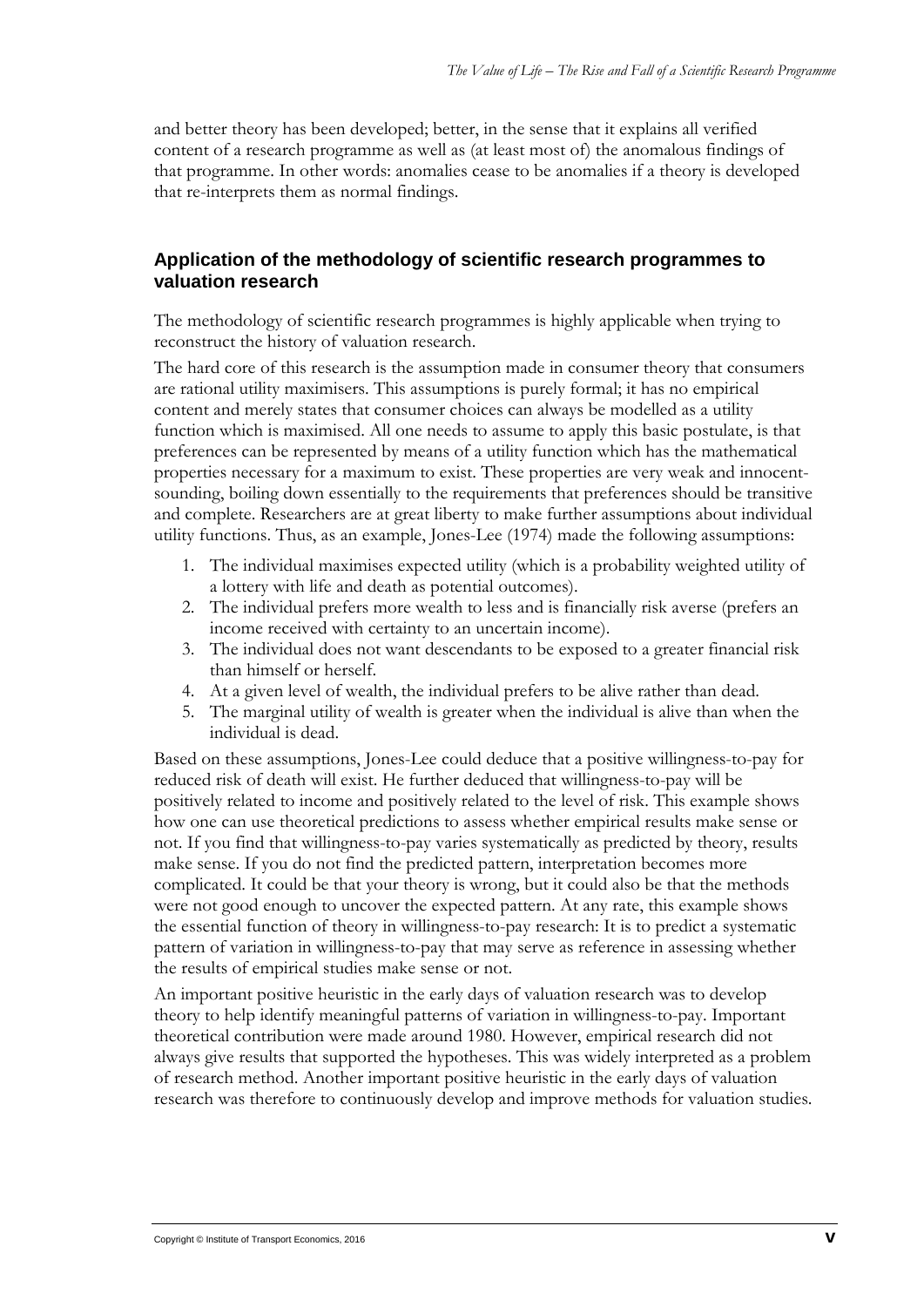and better theory has been developed; better, in the sense that it explains all verified content of a research programme as well as (at least most of) the anomalous findings of that programme. In other words: anomalies cease to be anomalies if a theory is developed that re-interprets them as normal findings.

## Application of the methodology of scientific research programmes to valuation research

The methodology of scientific research programmes is highly applicable when trying to reconstruct the history of valuation research.

The hard core of this research is the assumption made in consumer theory that consumers are rational utility maximisers. This assumptions is purely formal; it has no empirical content and merely states that consumer choices can always be modelled as a utility function which is maximised. All one needs to assume to apply this basic postulate, is that preferences can be represented by means of a utility function which has the mathematical properties necessary for a maximum to exist. These properties are very weak and innocent-sounding, boiling down essentially to the requirements that preferences should be transitive and complete. Researchers are at great liberty to make further assumptions about individual utility functions. Thus, as an example, Jones-Lee (1974) made the following assumptions:

1. The individual maximises expected utility (which is a probability weighted utility of a lottery with life and death as potential outcomes).
2. The individual prefers more wealth to less and is financially risk averse (prefers an income received with certainty to an uncertain income).
3. The individual does not want descendants to be exposed to a greater financial risk than himself or herself.
4. At a given level of wealth, the individual prefers to be alive rather than dead.
5. The marginal utility of wealth is greater when the individual is alive than when the individual is dead.

Based on these assumptions, Jones-Lee could deduce that a positive willingness-to-pay for reduced risk of death will exist. He further deduced that willingness-to-pay will be positively related to income and positively related to the level of risk. This example shows how one can use theoretical predictions to assess whether empirical results make sense or not. If you find that willingness-to-pay varies systematically as predicted by theory, results make sense. If you do not find the predicted pattern, interpretation becomes more complicated. It could be that your theory is wrong, but it could also be that the methods were not good enough to uncover the expected pattern. At any rate, this example shows the essential function of theory in willingness-to-pay research: It is to predict a systematic pattern of variation in willingness-to-pay that may serve as reference in assessing whether the results of empirical studies make sense or not.

An important positive heuristic in the early days of valuation research was to develop theory to help identify meaningful patterns of variation in willingness-to-pay. Important theoretical contribution were made around 1980. However, empirical research did not always give results that supported the hypotheses. This was widely interpreted as a problem of research method. Another important positive heuristic in the early days of valuation research was therefore to continuously develop and improve methods for valuation studies.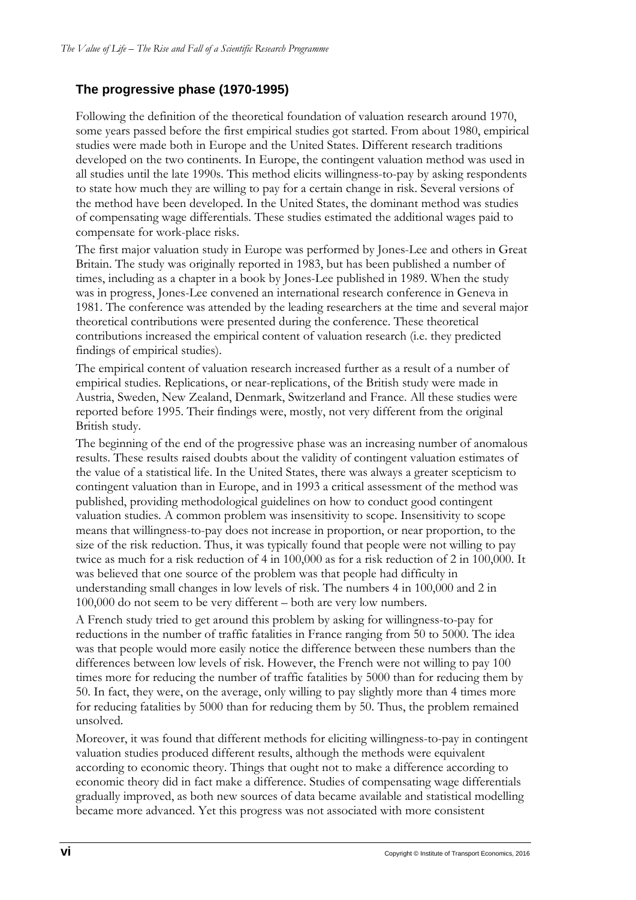## The progressive phase (1970-1995)

Following the definition of the theoretical foundation of valuation research around 1970, some years passed before the first empirical studies got started. From about 1980, empirical studies were made both in Europe and the United States. Different research traditions developed on the two continents. In Europe, the contingent valuation method was used in all studies until the late 1990s. This method elicits willingness-to-pay by asking respondents to state how much they are willing to pay for a certain change in risk. Several versions of the method have been developed. In the United States, the dominant method was studies of compensating wage differentials. These studies estimated the additional wages paid to compensate for work-place risks.

The first major valuation study in Europe was performed by Jones-Lee and others in Great Britain. The study was originally reported in 1983, but has been published a number of times, including as a chapter in a book by Jones-Lee published in 1989. When the study was in progress, Jones-Lee convened an international research conference in Geneva in 1981. The conference was attended by the leading researchers at the time and several major theoretical contributions were presented during the conference. These theoretical contributions increased the empirical content of valuation research (i.e. they predicted findings of empirical studies).

The empirical content of valuation research increased further as a result of a number of empirical studies. Replications, or near-replications, of the British study were made in Austria, Sweden, New Zealand, Denmark, Switzerland and France. All these studies were reported before 1995. Their findings were, mostly, not very different from the original British study.

The beginning of the end of the progressive phase was an increasing number of anomalous results. These results raised doubts about the validity of contingent valuation estimates of the value of a statistical life. In the United States, there was always a greater scepticism to contingent valuation than in Europe, and in 1993 a critical assessment of the method was published, providing methodological guidelines on how to conduct good contingent valuation studies. A common problem was insensitivity to scope. Insensitivity to scope means that willingness-to-pay does not increase in proportion, or near proportion, to the size of the risk reduction. Thus, it was typically found that people were not willing to pay twice as much for a risk reduction of 4 in 100,000 as for a risk reduction of 2 in 100,000. It was believed that one source of the problem was that people had difficulty in understanding small changes in low levels of risk. The numbers 4 in 100,000 and 2 in 100,000 do not seem to be very different – both are very low numbers.

A French study tried to get around this problem by asking for willingness-to-pay for reductions in the number of traffic fatalities in France ranging from 50 to 5000. The idea was that people would more easily notice the difference between these numbers than the differences between low levels of risk. However, the French were not willing to pay 100 times more for reducing the number of traffic fatalities by 5000 than for reducing them by 50. In fact, they were, on the average, only willing to pay slightly more than 4 times more for reducing fatalities by 5000 than for reducing them by 50. Thus, the problem remained unsolved.

Moreover, it was found that different methods for eliciting willingness-to-pay in contingent valuation studies produced different results, although the methods were equivalent according to economic theory. Things that ought not to make a difference according to economic theory did in fact make a difference. Studies of compensating wage differentials gradually improved, as both new sources of data became available and statistical modelling became more advanced. Yet this progress was not associated with more consistent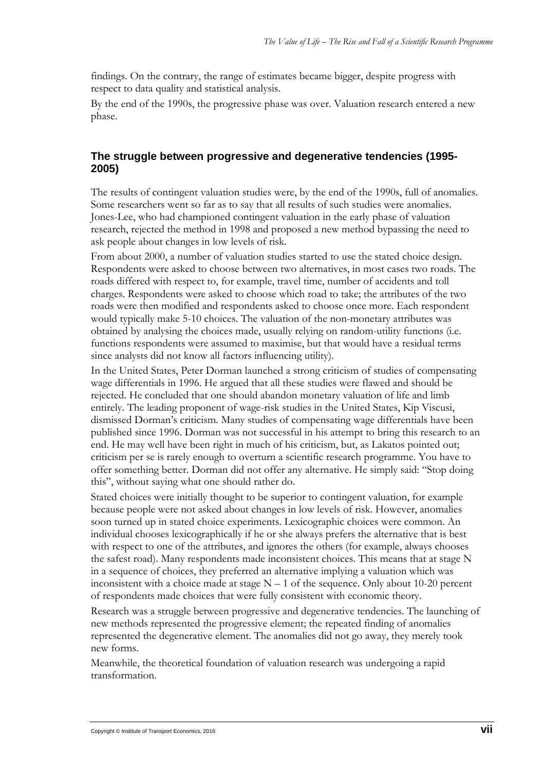findings. On the contrary, the range of estimates became bigger, despite progress with respect to data quality and statistical analysis.

By the end of the 1990s, the progressive phase was over. Valuation research entered a new phase.

## The struggle between progressive and degenerative tendencies (1995-2005)

The results of contingent valuation studies were, by the end of the 1990s, full of anomalies. Some researchers went so far as to say that all results of such studies were anomalies. Jones-Lee, who had championed contingent valuation in the early phase of valuation research, rejected the method in 1998 and proposed a new method bypassing the need to ask people about changes in low levels of risk.

From about 2000, a number of valuation studies started to use the stated choice design. Respondents were asked to choose between two alternatives, in most cases two roads. The roads differed with respect to, for example, travel time, number of accidents and toll charges. Respondents were asked to choose which road to take; the attributes of the two roads were then modified and respondents asked to choose once more. Each respondent would typically make 5-10 choices. The valuation of the non-monetary attributes was obtained by analysing the choices made, usually relying on random-utility functions (i.e. functions respondents were assumed to maximise, but that would have a residual terms since analysts did not know all factors influencing utility).

In the United States, Peter Dorman launched a strong criticism of studies of compensating wage differentials in 1996. He argued that all these studies were flawed and should be rejected. He concluded that one should abandon monetary valuation of life and limb entirely. The leading proponent of wage-risk studies in the United States, Kip Viscusi, dismissed Dorman's criticism. Many studies of compensating wage differentials have been published since 1996. Dorman was not successful in his attempt to bring this research to an end. He may well have been right in much of his criticism, but, as Lakatos pointed out; criticism per se is rarely enough to overturn a scientific research programme. You have to offer something better. Dorman did not offer any alternative. He simply said: "Stop doing this", without saying what one should rather do.

Stated choices were initially thought to be superior to contingent valuation, for example because people were not asked about changes in low levels of risk. However, anomalies soon turned up in stated choice experiments. Lexicographic choices were common. An individual chooses lexicographically if he or she always prefers the alternative that is best with respect to one of the attributes, and ignores the others (for example, always chooses the safest road). Many respondents made inconsistent choices. This means that at stage N in a sequence of choices, they preferred an alternative implying a valuation which was inconsistent with a choice made at stage N – 1 of the sequence. Only about 10-20 percent of respondents made choices that were fully consistent with economic theory.

Research was a struggle between progressive and degenerative tendencies. The launching of new methods represented the progressive element; the repeated finding of anomalies represented the degenerative element. The anomalies did not go away, they merely took new forms.

Meanwhile, the theoretical foundation of valuation research was undergoing a rapid transformation.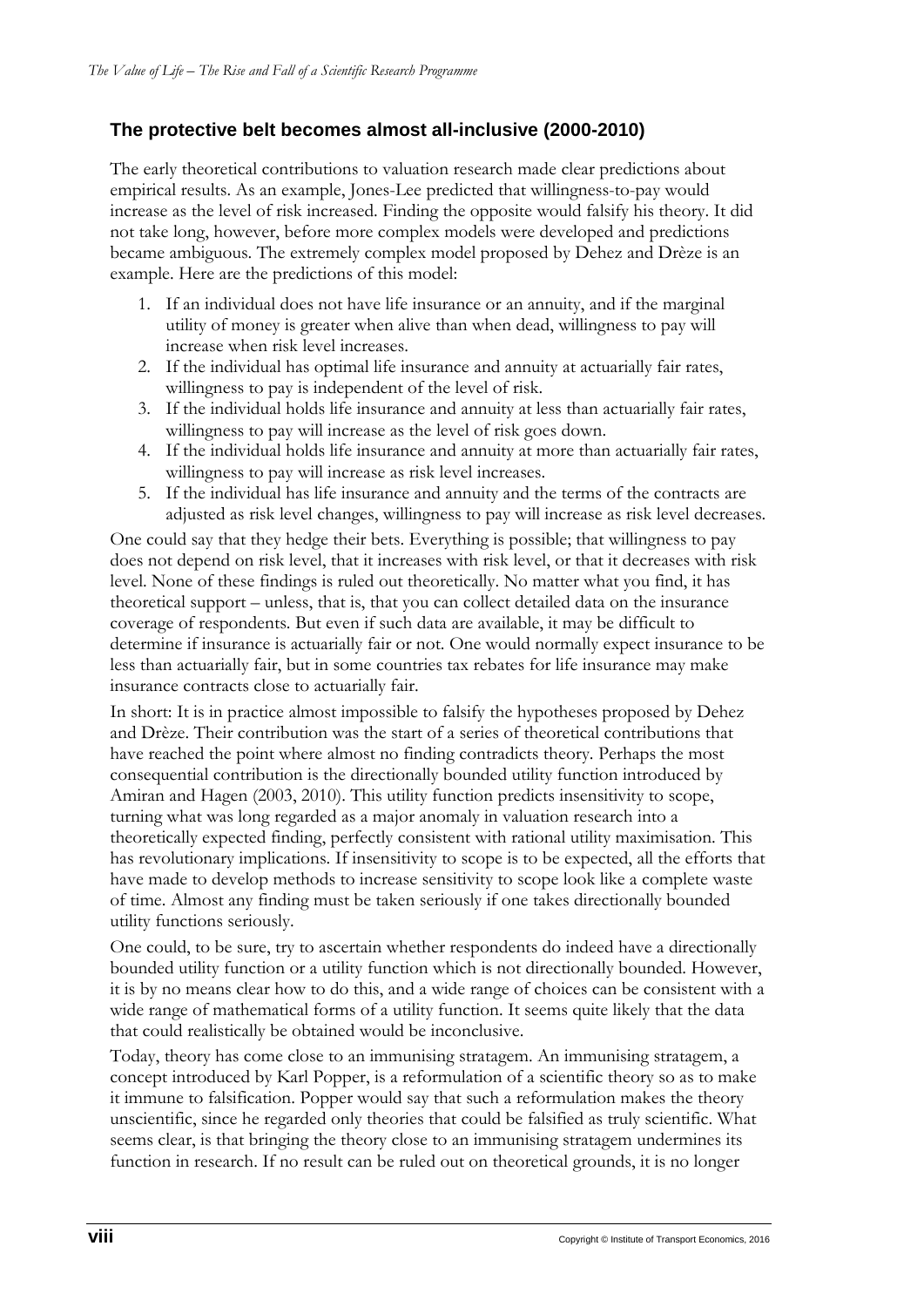## The protective belt becomes almost all-inclusive (2000-2010)

The early theoretical contributions to valuation research made clear predictions about empirical results. As an example, Jones-Lee predicted that willingness-to-pay would increase as the level of risk increased. Finding the opposite would falsify his theory. It did not take long, however, before more complex models were developed and predictions became ambiguous. The extremely complex model proposed by Dehez and Drèze is an example. Here are the predictions of this model:

1. If an individual does not have life insurance or an annuity, and if the marginal utility of money is greater when alive than when dead, willingness to pay will increase when risk level increases.
2. If the individual has optimal life insurance and annuity at actuarially fair rates, willingness to pay is independent of the level of risk.
3. If the individual holds life insurance and annuity at less than actuarially fair rates, willingness to pay will increase as the level of risk goes down.
4. If the individual holds life insurance and annuity at more than actuarially fair rates, willingness to pay will increase as risk level increases.
5. If the individual has life insurance and annuity and the terms of the contracts are adjusted as risk level changes, willingness to pay will increase as risk level decreases.

One could say that they hedge their bets. Everything is possible; that willingness to pay does not depend on risk level, that it increases with risk level, or that it decreases with risk level. None of these findings is ruled out theoretically. No matter what you find, it has theoretical support – unless, that is, that you can collect detailed data on the insurance coverage of respondents. But even if such data are available, it may be difficult to determine if insurance is actuarially fair or not. One would normally expect insurance to be less than actuarially fair, but in some countries tax rebates for life insurance may make insurance contracts close to actuarially fair.

In short: It is in practice almost impossible to falsify the hypotheses proposed by Dehez and Drèze. Their contribution was the start of a series of theoretical contributions that have reached the point where almost no finding contradicts theory. Perhaps the most consequential contribution is the directionally bounded utility function introduced by Amiran and Hagen (2003, 2010). This utility function predicts insensitivity to scope, turning what was long regarded as a major anomaly in valuation research into a theoretically expected finding, perfectly consistent with rational utility maximisation. This has revolutionary implications. If insensitivity to scope is to be expected, all the efforts that have made to develop methods to increase sensitivity to scope look like a complete waste of time. Almost any finding must be taken seriously if one takes directionally bounded utility functions seriously.

One could, to be sure, try to ascertain whether respondents do indeed have a directionally bounded utility function or a utility function which is not directionally bounded. However, it is by no means clear how to do this, and a wide range of choices can be consistent with a wide range of mathematical forms of a utility function. It seems quite likely that the data that could realistically be obtained would be inconclusive.

Today, theory has come close to an immunising stratagem. An immunising stratagem, a concept introduced by Karl Popper, is a reformulation of a scientific theory so as to make it immune to falsification. Popper would say that such a reformulation makes the theory unscientific, since he regarded only theories that could be falsified as truly scientific. What seems clear, is that bringing the theory close to an immunising stratagem undermines its function in research. If no result can be ruled out on theoretical grounds, it is no longer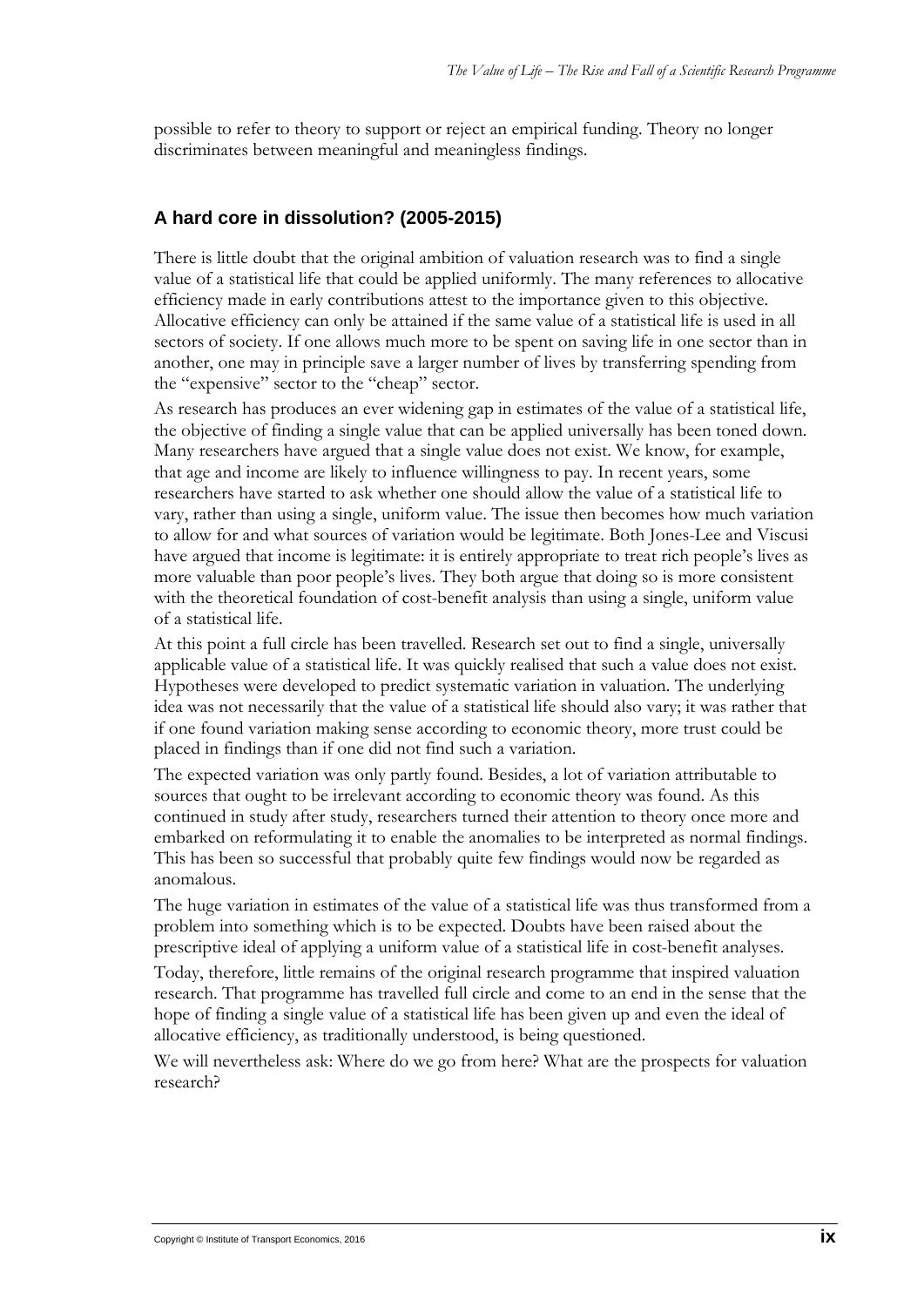possible to refer to theory to support or reject an empirical funding. Theory no longer discriminates between meaningful and meaningless findings.

## A hard core in dissolution? (2005-2015)

There is little doubt that the original ambition of valuation research was to find a single value of a statistical life that could be applied uniformly. The many references to allocative efficiency made in early contributions attest to the importance given to this objective. Allocative efficiency can only be attained if the same value of a statistical life is used in all sectors of society. If one allows much more to be spent on saving life in one sector than in another, one may in principle save a larger number of lives by transferring spending from the "expensive" sector to the "cheap" sector.

As research has produces an ever widening gap in estimates of the value of a statistical life, the objective of finding a single value that can be applied universally has been toned down. Many researchers have argued that a single value does not exist. We know, for example, that age and income are likely to influence willingness to pay. In recent years, some researchers have started to ask whether one should allow the value of a statistical life to vary, rather than using a single, uniform value. The issue then becomes how much variation to allow for and what sources of variation would be legitimate. Both Jones-Lee and Viscusi have argued that income is legitimate: it is entirely appropriate to treat rich people's lives as more valuable than poor people's lives. They both argue that doing so is more consistent with the theoretical foundation of cost-benefit analysis than using a single, uniform value of a statistical life.

At this point a full circle has been travelled. Research set out to find a single, universally applicable value of a statistical life. It was quickly realised that such a value does not exist. Hypotheses were developed to predict systematic variation in valuation. The underlying idea was not necessarily that the value of a statistical life should also vary; it was rather that if one found variation making sense according to economic theory, more trust could be placed in findings than if one did not find such a variation.

The expected variation was only partly found. Besides, a lot of variation attributable to sources that ought to be irrelevant according to economic theory was found. As this continued in study after study, researchers turned their attention to theory once more and embarked on reformulating it to enable the anomalies to be interpreted as normal findings. This has been so successful that probably quite few findings would now be regarded as anomalous.

The huge variation in estimates of the value of a statistical life was thus transformed from a problem into something which is to be expected. Doubts have been raised about the prescriptive ideal of applying a uniform value of a statistical life in cost-benefit analyses.

Today, therefore, little remains of the original research programme that inspired valuation research. That programme has travelled full circle and come to an end in the sense that the hope of finding a single value of a statistical life has been given up and even the ideal of allocative efficiency, as traditionally understood, is being questioned.

We will nevertheless ask: Where do we go from here? What are the prospects for valuation research?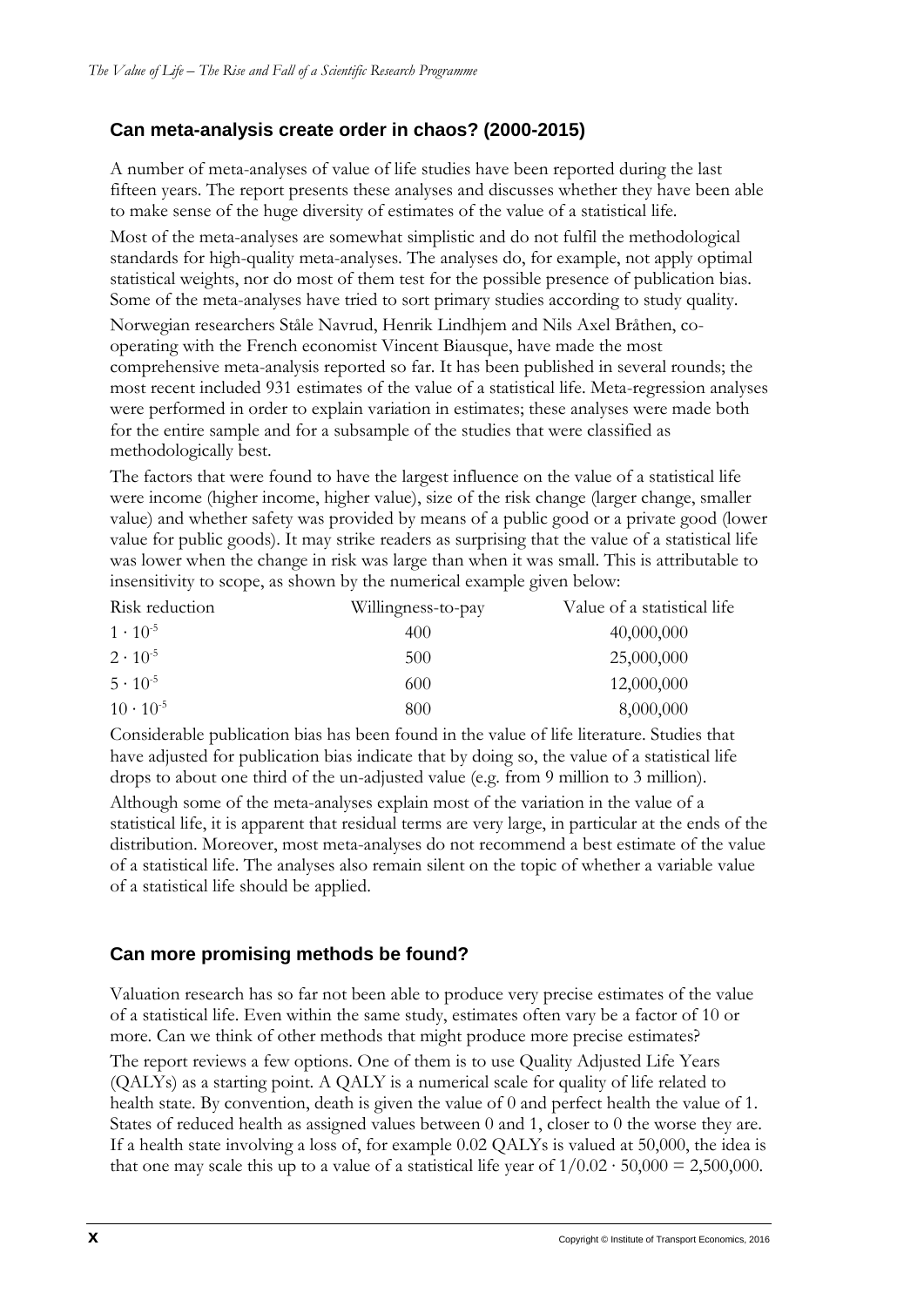## Can meta-analysis create order in chaos? (2000-2015)

A number of meta-analyses of value of life studies have been reported during the last fifteen years. The report presents these analyses and discusses whether they have been able to make sense of the huge diversity of estimates of the value of a statistical life.

Most of the meta-analyses are somewhat simplistic and do not fulfil the methodological standards for high-quality meta-analyses. The analyses do, for example, not apply optimal statistical weights, nor do most of them test for the possible presence of publication bias. Some of the meta-analyses have tried to sort primary studies according to study quality.

Norwegian researchers Ståle Navrud, Henrik Lindhjem and Nils Axel Bråthen, co-operating with the French economist Vincent Biausque, have made the most comprehensive meta-analysis reported so far. It has been published in several rounds; the most recent included 931 estimates of the value of a statistical life. Meta-regression analyses were performed in order to explain variation in estimates; these analyses were made both for the entire sample and for a subsample of the studies that were classified as methodologically best.

The factors that were found to have the largest influence on the value of a statistical life were income (higher income, higher value), size of the risk change (larger change, smaller value) and whether safety was provided by means of a public good or a private good (lower value for public goods). It may strike readers as surprising that the value of a statistical life was lower when the change in risk was large than when it was small. This is attributable to insensitivity to scope, as shown by the numerical example given below:

| Risk reduction | Willingness-to-pay | Value of a statistical life |
|---|---|---|
| $1 \cdot 10^{-5}$ | 400 | 40,000,000 |
| $2 \cdot 10^{-5}$ | 500 | 25,000,000 |
| $5 \cdot 10^{-5}$ | 600 | 12,000,000 |
| $10 \cdot 10^{-5}$ | 800 | 8,000,000 |

Considerable publication bias has been found in the value of life literature. Studies that have adjusted for publication bias indicate that by doing so, the value of a statistical life drops to about one third of the un-adjusted value (e.g. from 9 million to 3 million).

Although some of the meta-analyses explain most of the variation in the value of a statistical life, it is apparent that residual terms are very large, in particular at the ends of the distribution. Moreover, most meta-analyses do not recommend a best estimate of the value of a statistical life. The analyses also remain silent on the topic of whether a variable value of a statistical life should be applied.

## Can more promising methods be found?

Valuation research has so far not been able to produce very precise estimates of the value of a statistical life. Even within the same study, estimates often vary be a factor of 10 or more. Can we think of other methods that might produce more precise estimates?

The report reviews a few options. One of them is to use Quality Adjusted Life Years (QALYs) as a starting point. A QALY is a numerical scale for quality of life related to health state. By convention, death is given the value of 0 and perfect health the value of 1. States of reduced health as assigned values between 0 and 1, closer to 0 the worse they are. If a health state involving a loss of, for example 0.02 QALYs is valued at 50,000, the idea is that one may scale this up to a value of a statistical life year of $1/0.02 \cdot 50{,}000 = 2{,}500{,}000$.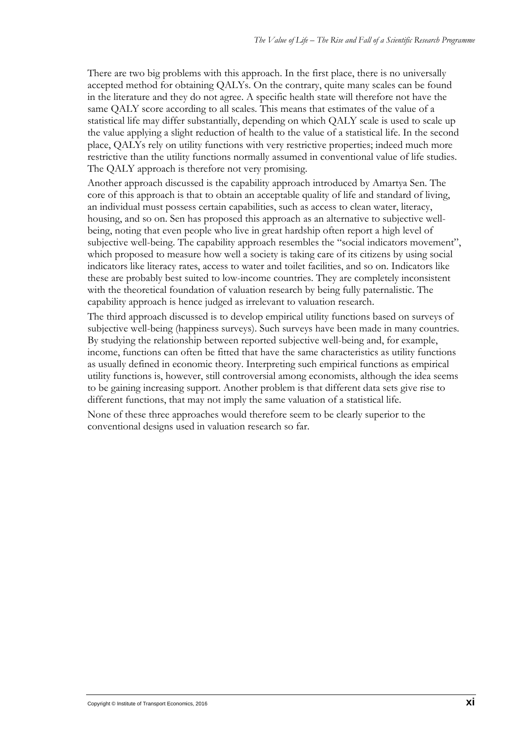There are two big problems with this approach. In the first place, there is no universally accepted method for obtaining QALYs. On the contrary, quite many scales can be found in the literature and they do not agree. A specific health state will therefore not have the same QALY score according to all scales. This means that estimates of the value of a statistical life may differ substantially, depending on which QALY scale is used to scale up the value applying a slight reduction of health to the value of a statistical life. In the second place, QALYs rely on utility functions with very restrictive properties; indeed much more restrictive than the utility functions normally assumed in conventional value of life studies. The QALY approach is therefore not very promising.

Another approach discussed is the capability approach introduced by Amartya Sen. The core of this approach is that to obtain an acceptable quality of life and standard of living, an individual must possess certain capabilities, such as access to clean water, literacy, housing, and so on. Sen has proposed this approach as an alternative to subjective well-being, noting that even people who live in great hardship often report a high level of subjective well-being. The capability approach resembles the "social indicators movement", which proposed to measure how well a society is taking care of its citizens by using social indicators like literacy rates, access to water and toilet facilities, and so on. Indicators like these are probably best suited to low-income countries. They are completely inconsistent with the theoretical foundation of valuation research by being fully paternalistic. The capability approach is hence judged as irrelevant to valuation research.

The third approach discussed is to develop empirical utility functions based on surveys of subjective well-being (happiness surveys). Such surveys have been made in many countries. By studying the relationship between reported subjective well-being and, for example, income, functions can often be fitted that have the same characteristics as utility functions as usually defined in economic theory. Interpreting such empirical functions as empirical utility functions is, however, still controversial among economists, although the idea seems to be gaining increasing support. Another problem is that different data sets give rise to different functions, that may not imply the same valuation of a statistical life.

None of these three approaches would therefore seem to be clearly superior to the conventional designs used in valuation research so far.